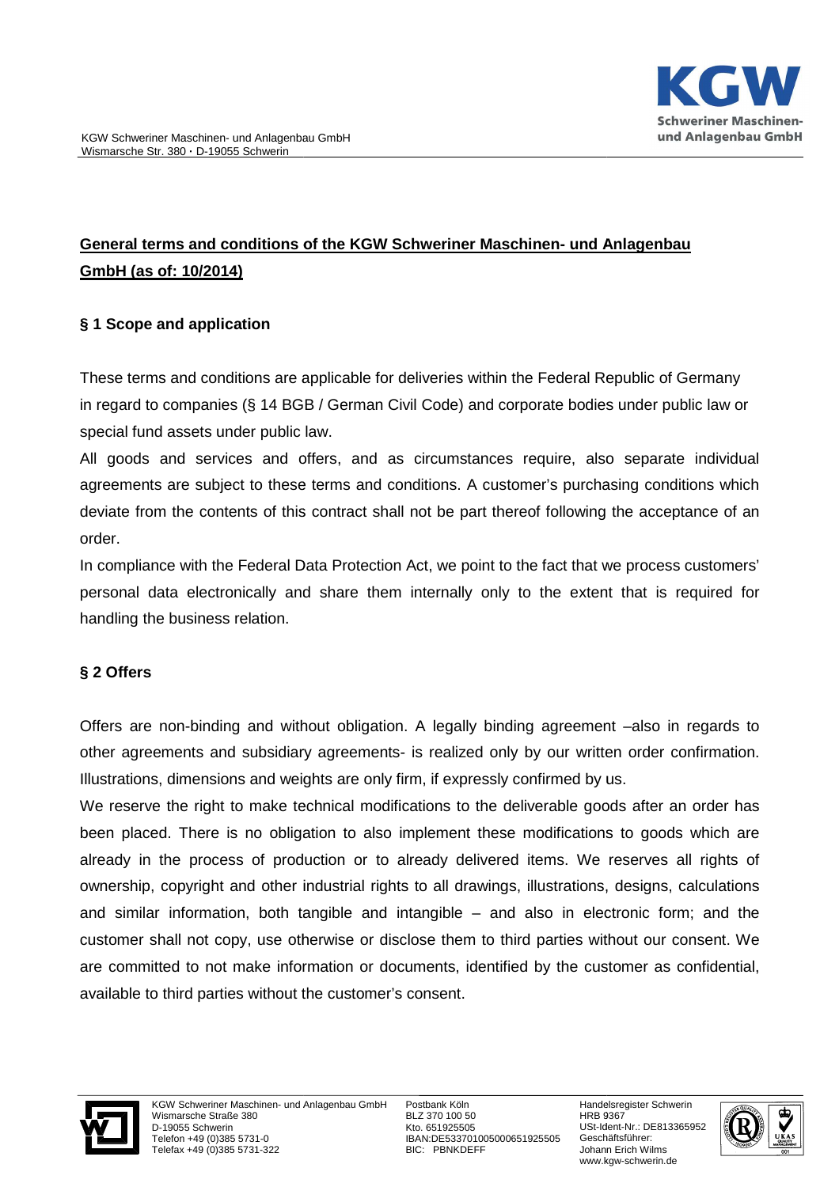# General terms and conditions of the KGW Schweriner Maschinen- und Anlagenbau GmbH (as of: 10/2014)

## § 1 Scope and application

These terms and conditions are applicable for deliveries within the Federal Republic of Germany in regard to companies (§ 14 BGB / German Civil Code) and corporate bodies under public law or special fund assets under public law.

All goods and services and offers, and as circumstances require, also separate individual agreements are subject to these terms and conditions. A customer's purchasing conditions which deviate from the contents of this contract shall not be part thereof following the acceptance of an order.

In compliance with the Federal Data Protection Act, we point to the fact that we process customers' personal data electronically and share them internally only to the extent that is required for handling the business relation.

## § 2 Offers

Offers are non-binding and without obligation. A legally binding agreement –also in regards to other agreements and subsidiary agreements- is realized only by our written order confirmation. Illustrations, dimensions and weights are only firm, if expressly confirmed by us.

We reserve the right to make technical modifications to the deliverable goods after an order has been placed. There is no obligation to also implement these modifications to goods which are already in the process of production or to already delivered items. We reserves all rights of ownership, copyright and other industrial rights to all drawings, illustrations, designs, calculations and similar information, both tangible and intangible – and also in electronic form; and the customer shall not copy, use otherwise or disclose them to third parties without our consent. We are committed to not make information or documents, identified by the customer as confidential, available to third parties without the customer's consent.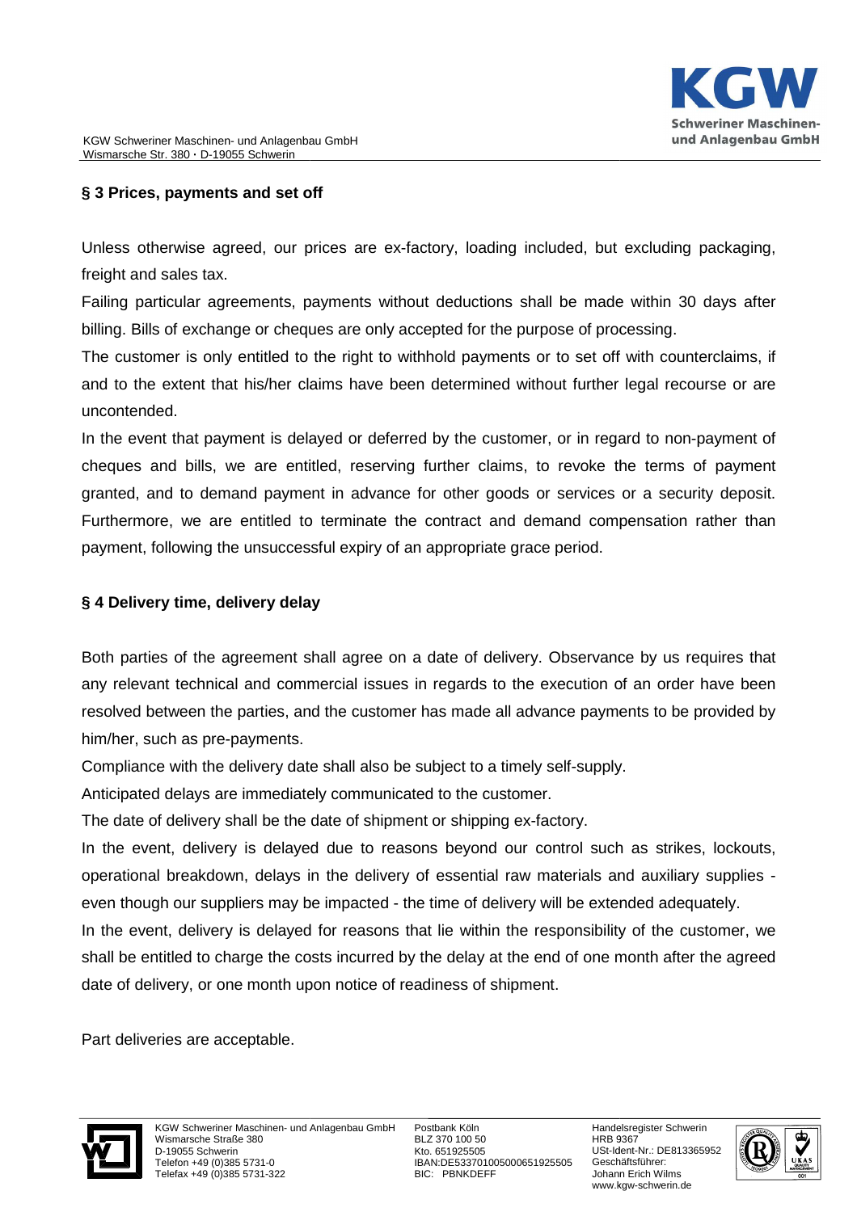## § 3 Prices, payments and set off

Unless otherwise agreed, our prices are ex-factory, loading included, but excluding packaging, freight and sales tax.

Failing particular agreements, payments without deductions shall be made within 30 days after billing. Bills of exchange or cheques are only accepted for the purpose of processing.

The customer is only entitled to the right to withhold payments or to set off with counterclaims, if and to the extent that his/her claims have been determined without further legal recourse or are uncontended.

In the event that payment is delayed or deferred by the customer, or in regard to non-payment of cheques and bills, we are entitled, reserving further claims, to revoke the terms of payment granted, and to demand payment in advance for other goods or services or a security deposit. Furthermore, we are entitled to terminate the contract and demand compensation rather than payment, following the unsuccessful expiry of an appropriate grace period.

## § 4 Delivery time, delivery delay

Both parties of the agreement shall agree on a date of delivery. Observance by us requires that any relevant technical and commercial issues in regards to the execution of an order have been resolved between the parties, and the customer has made all advance payments to be provided by him/her, such as pre-payments.

Compliance with the delivery date shall also be subject to a timely self-supply.

Anticipated delays are immediately communicated to the customer.

The date of delivery shall be the date of shipment or shipping ex-factory.

In the event, delivery is delayed due to reasons beyond our control such as strikes, lockouts, operational breakdown, delays in the delivery of essential raw materials and auxiliary supplies - even though our suppliers may be impacted - the time of delivery will be extended adequately.

In the event, delivery is delayed for reasons that lie within the responsibility of the customer, we shall be entitled to charge the costs incurred by the delay at the end of one month after the agreed date of delivery, or one month upon notice of readiness of shipment.

Part deliveries are acceptable.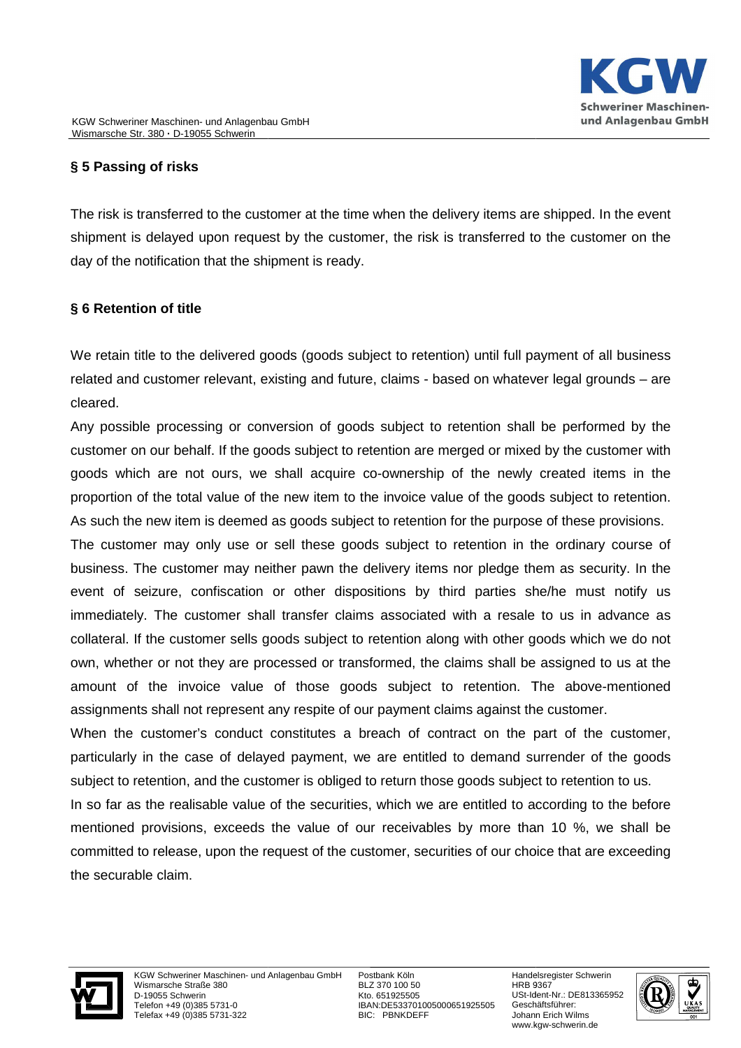## § 5 Passing of risks

The risk is transferred to the customer at the time when the delivery items are shipped. In the event shipment is delayed upon request by the customer, the risk is transferred to the customer on the day of the notification that the shipment is ready.

## § 6 Retention of title

We retain title to the delivered goods (goods subject to retention) until full payment of all business related and customer relevant, existing and future, claims - based on whatever legal grounds – are cleared.

Any possible processing or conversion of goods subject to retention shall be performed by the customer on our behalf. If the goods subject to retention are merged or mixed by the customer with goods which are not ours, we shall acquire co-ownership of the newly created items in the proportion of the total value of the new item to the invoice value of the goods subject to retention. As such the new item is deemed as goods subject to retention for the purpose of these provisions.

The customer may only use or sell these goods subject to retention in the ordinary course of business. The customer may neither pawn the delivery items nor pledge them as security. In the event of seizure, confiscation or other dispositions by third parties she/he must notify us immediately. The customer shall transfer claims associated with a resale to us in advance as collateral. If the customer sells goods subject to retention along with other goods which we do not own, whether or not they are processed or transformed, the claims shall be assigned to us at the amount of the invoice value of those goods subject to retention. The above-mentioned assignments shall not represent any respite of our payment claims against the customer.

When the customer's conduct constitutes a breach of contract on the part of the customer, particularly in the case of delayed payment, we are entitled to demand surrender of the goods subject to retention, and the customer is obliged to return those goods subject to retention to us.

In so far as the realisable value of the securities, which we are entitled to according to the before mentioned provisions, exceeds the value of our receivables by more than 10 %, we shall be committed to release, upon the request of the customer, securities of our choice that are exceeding the securable claim.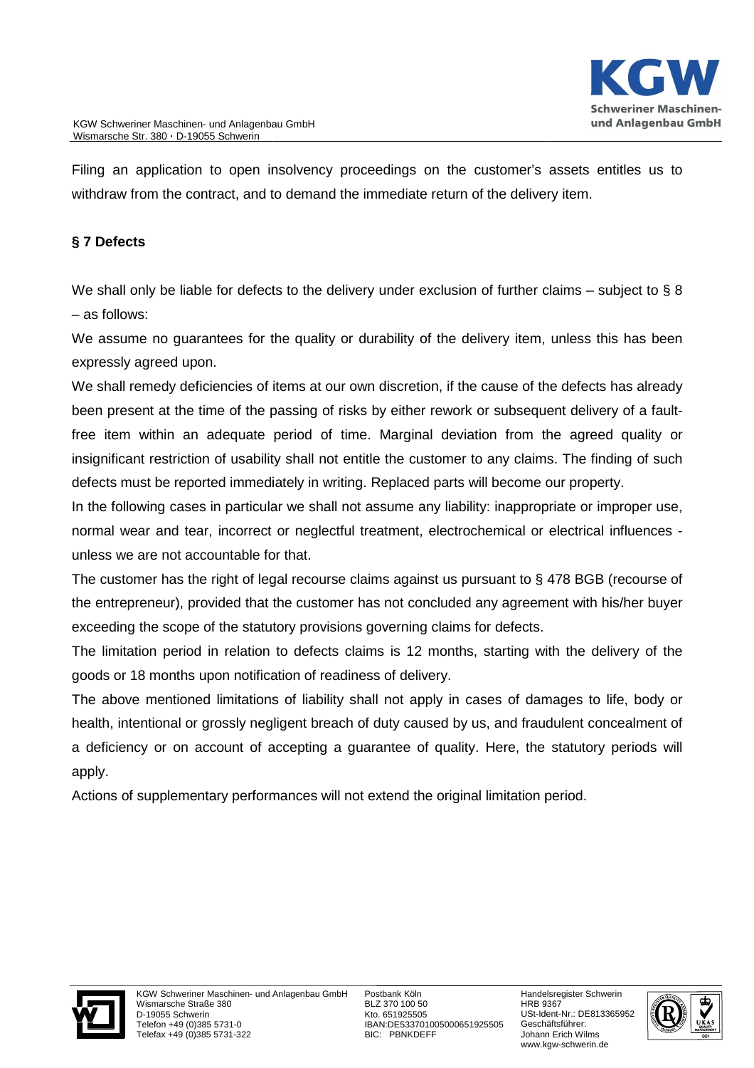Filing an application to open insolvency proceedings on the customer's assets entitles us to withdraw from the contract, and to demand the immediate return of the delivery item.

## § 7 Defects

We shall only be liable for defects to the delivery under exclusion of further claims – subject to § 8 – as follows:

We assume no guarantees for the quality or durability of the delivery item, unless this has been expressly agreed upon.

We shall remedy deficiencies of items at our own discretion, if the cause of the defects has already been present at the time of the passing of risks by either rework or subsequent delivery of a fault-free item within an adequate period of time. Marginal deviation from the agreed quality or insignificant restriction of usability shall not entitle the customer to any claims. The finding of such defects must be reported immediately in writing. Replaced parts will become our property.

In the following cases in particular we shall not assume any liability: inappropriate or improper use, normal wear and tear, incorrect or neglectful treatment, electrochemical or electrical influences - unless we are not accountable for that.

The customer has the right of legal recourse claims against us pursuant to § 478 BGB (recourse of the entrepreneur), provided that the customer has not concluded any agreement with his/her buyer exceeding the scope of the statutory provisions governing claims for defects.

The limitation period in relation to defects claims is 12 months, starting with the delivery of the goods or 18 months upon notification of readiness of delivery.

The above mentioned limitations of liability shall not apply in cases of damages to life, body or health, intentional or grossly negligent breach of duty caused by us, and fraudulent concealment of a deficiency or on account of accepting a guarantee of quality. Here, the statutory periods will apply.

Actions of supplementary performances will not extend the original limitation period.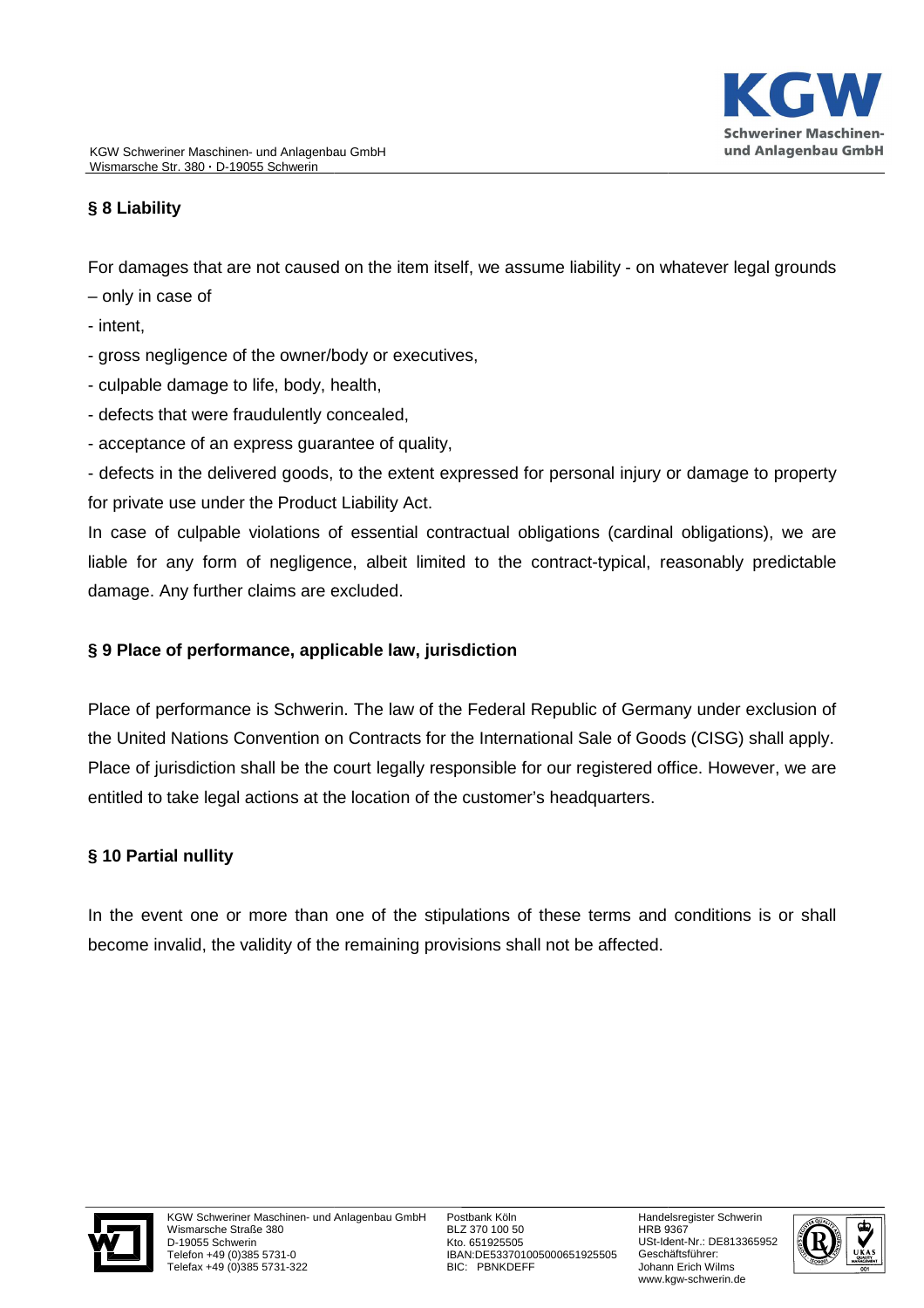## § 8 Liability

For damages that are not caused on the item itself, we assume liability - on whatever legal grounds – only in case of

- intent,
- gross negligence of the owner/body or executives,
- culpable damage to life, body, health,
- defects that were fraudulently concealed,
- acceptance of an express guarantee of quality,
- defects in the delivered goods, to the extent expressed for personal injury or damage to property for private use under the Product Liability Act.

In case of culpable violations of essential contractual obligations (cardinal obligations), we are liable for any form of negligence, albeit limited to the contract-typical, reasonably predictable damage. Any further claims are excluded.

## § 9 Place of performance, applicable law, jurisdiction

Place of performance is Schwerin. The law of the Federal Republic of Germany under exclusion of the United Nations Convention on Contracts for the International Sale of Goods (CISG) shall apply. Place of jurisdiction shall be the court legally responsible for our registered office. However, we are entitled to take legal actions at the location of the customer's headquarters.

## § 10 Partial nullity

In the event one or more than one of the stipulations of these terms and conditions is or shall become invalid, the validity of the remaining provisions shall not be affected.